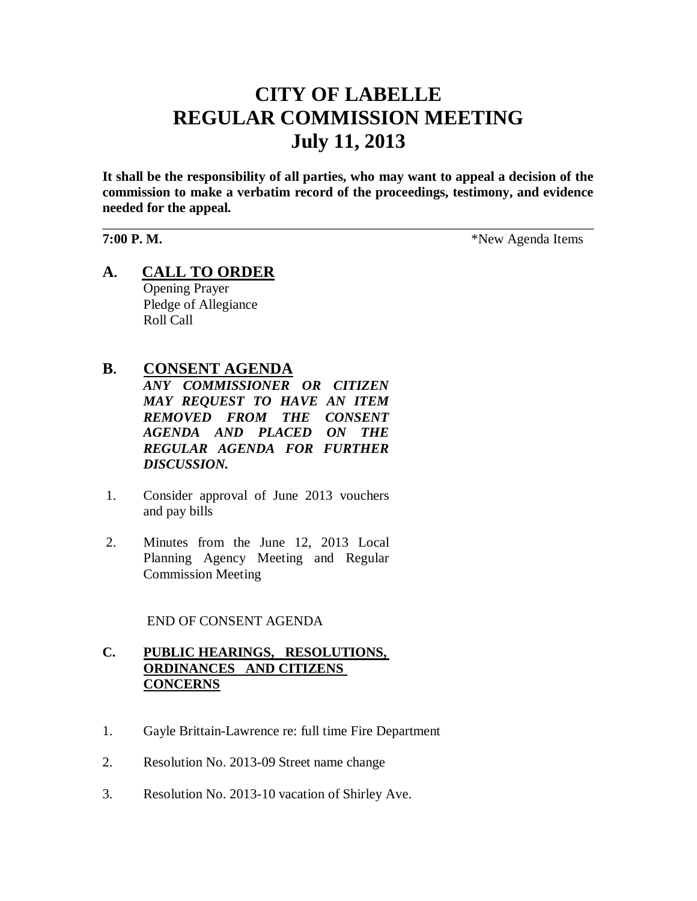# CITY OF LABELLE
# REGULAR COMMISSION MEETING
# July 11, 2013

**It shall be the responsibility of all parties, who may want to appeal a decision of the commission to make a verbatim record of the proceedings, testimony, and evidence needed for the appeal.**

---

**7:00 P. M.** *New Agenda Items

## A. CALL TO ORDER

Opening Prayer
Pledge of Allegiance
Roll Call

## B. CONSENT AGENDA

***ANY COMMISSIONER OR CITIZEN MAY REQUEST TO HAVE AN ITEM REMOVED FROM THE CONSENT AGENDA AND PLACED ON THE REGULAR AGENDA FOR FURTHER DISCUSSION.***

1. Consider approval of June 2013 vouchers and pay bills

2. Minutes from the June 12, 2013 Local Planning Agency Meeting and Regular Commission Meeting

END OF CONSENT AGENDA

## C. PUBLIC HEARINGS, RESOLUTIONS, ORDINANCES AND CITIZENS CONCERNS

1. Gayle Brittain-Lawrence re: full time Fire Department

2. Resolution No. 2013-09 Street name change

3. Resolution No. 2013-10 vacation of Shirley Ave.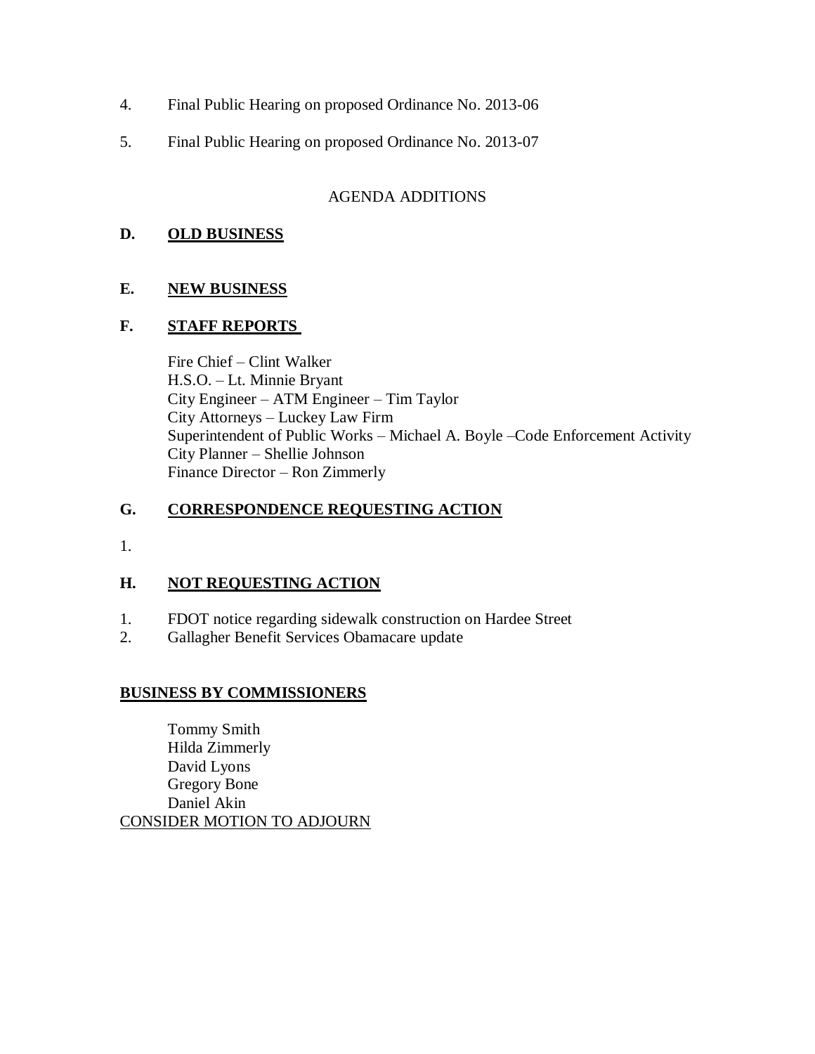4. Final Public Hearing on proposed Ordinance No. 2013-06

5. Final Public Hearing on proposed Ordinance No. 2013-07

AGENDA ADDITIONS

**D. <u>OLD BUSINESS</u>**

**E. <u>NEW BUSINESS</u>**

**F. <u>STAFF REPORTS</u>**

Fire Chief – Clint Walker
H.S.O. – Lt. Minnie Bryant
City Engineer – ATM Engineer – Tim Taylor
City Attorneys – Luckey Law Firm
Superintendent of Public Works – Michael A. Boyle –Code Enforcement Activity
City Planner – Shellie Johnson
Finance Director – Ron Zimmerly

**G. <u>CORRESPONDENCE REQUESTING ACTION</u>**

1.

**H. <u>NOT REQUESTING ACTION</u>**

1. FDOT notice regarding sidewalk construction on Hardee Street
2. Gallagher Benefit Services Obamacare update

**<u>BUSINESS BY COMMISSIONERS</u>**

Tommy Smith
Hilda Zimmerly
David Lyons
Gregory Bone
Daniel Akin

<u>CONSIDER MOTION TO ADJOURN</u>